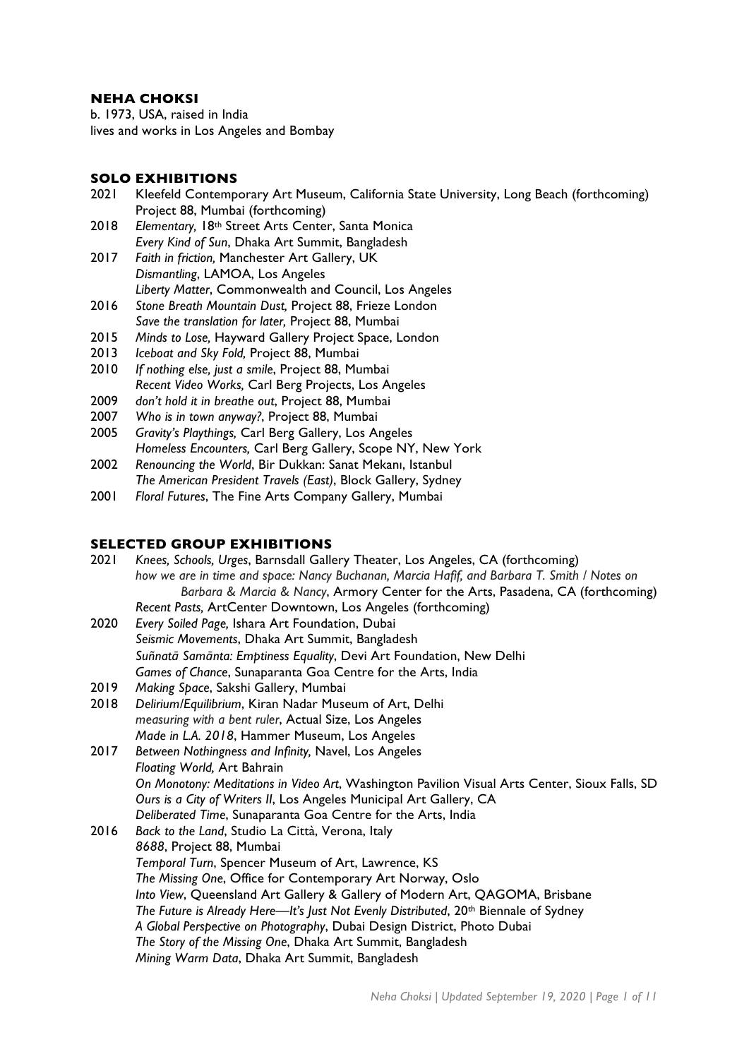# NEHA CHOKSI

b. 1973, USA, raised in India
lives and works in Los Angeles and Bombay

## SOLO EXHIBITIONS

2021 Kleefeld Contemporary Art Museum, California State University, Long Beach (forthcoming)
Project 88, Mumbai (forthcoming)

2018 *Elementary,* 18th Street Arts Center, Santa Monica
*Every Kind of Sun*, Dhaka Art Summit, Bangladesh

2017 *Faith in friction,* Manchester Art Gallery, UK
*Dismantling*, LAMOA, Los Angeles
*Liberty Matter*, Commonwealth and Council, Los Angeles

2016 *Stone Breath Mountain Dust,* Project 88, Frieze London
*Save the translation for later,* Project 88, Mumbai

2015 *Minds to Lose,* Hayward Gallery Project Space, London

2013 *Iceboat and Sky Fold,* Project 88, Mumbai

2010 *If nothing else, just a smile*, Project 88, Mumbai
*Recent Video Works,* Carl Berg Projects, Los Angeles

2009 *don't hold it in breathe out*, Project 88, Mumbai

2007 *Who is in town anyway?*, Project 88, Mumbai

2005 *Gravity's Playthings,* Carl Berg Gallery, Los Angeles
*Homeless Encounters,* Carl Berg Gallery, Scope NY, New York

2002 *Renouncing the World*, Bir Dukkan: Sanat Mekanı, Istanbul
*The American President Travels (East)*, Block Gallery, Sydney

2001 *Floral Futures*, The Fine Arts Company Gallery, Mumbai

## SELECTED GROUP EXHIBITIONS

2021 *Knees, Schools, Urges*, Barnsdall Gallery Theater, Los Angeles, CA (forthcoming)
*how we are in time and space: Nancy Buchanan, Marcia Hafif, and Barbara T. Smith / Notes on Barbara & Marcia & Nancy*, Armory Center for the Arts, Pasadena, CA (forthcoming)
*Recent Pasts,* ArtCenter Downtown, Los Angeles (forthcoming)

2020 *Every Soiled Page,* Ishara Art Foundation, Dubai
*Seismic Movements*, Dhaka Art Summit, Bangladesh
*Suñnatā Samānta: Emptiness Equality*, Devi Art Foundation, New Delhi
*Games of Chance*, Sunaparanta Goa Centre for the Arts, India

2019 *Making Space*, Sakshi Gallery, Mumbai

2018 *Delirium/Equilibrium*, Kiran Nadar Museum of Art, Delhi
*measuring with a bent ruler*, Actual Size, Los Angeles
*Made in L.A. 2018*, Hammer Museum, Los Angeles

2017 *Between Nothingness and Infinity,* Navel, Los Angeles
*Floating World,* Art Bahrain
*On Monotony: Meditations in Video Art*, Washington Pavilion Visual Arts Center, Sioux Falls, SD
*Ours is a City of Writers II*, Los Angeles Municipal Art Gallery, CA
*Deliberated Time*, Sunaparanta Goa Centre for the Arts, India

2016 *Back to the Land*, Studio La Città, Verona, Italy
*8688*, Project 88, Mumbai
*Temporal Turn*, Spencer Museum of Art, Lawrence, KS
*The Missing One*, Office for Contemporary Art Norway, Oslo
*Into View*, Queensland Art Gallery & Gallery of Modern Art, QAGOMA, Brisbane
*The Future is Already Here—It's Just Not Evenly Distributed*, 20th Biennale of Sydney
*A Global Perspective on Photography*, Dubai Design District, Photo Dubai
*The Story of the Missing One*, Dhaka Art Summit, Bangladesh
*Mining Warm Data*, Dhaka Art Summit, Bangladesh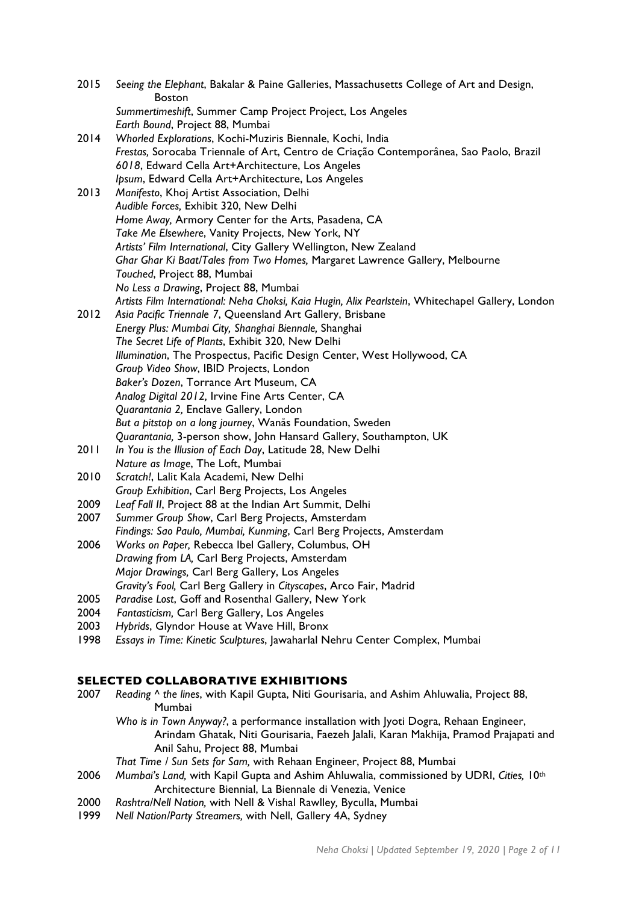2015 *Seeing the Elephant*, Bakalar & Paine Galleries, Massachusetts College of Art and Design, Boston
*Summertimeshift*, Summer Camp Project Project, Los Angeles
*Earth Bound*, Project 88, Mumbai

2014 *Whorled Explorations*, Kochi-Muziris Biennale, Kochi, India
*Frestas,* Sorocaba Triennale of Art, Centro de Criação Contemporânea, Sao Paolo, Brazil
*6018*, Edward Cella Art+Architecture, Los Angeles
*Ipsum*, Edward Cella Art+Architecture, Los Angeles

2013 *Manifesto*, Khoj Artist Association, Delhi
*Audible Forces,* Exhibit 320, New Delhi
*Home Away,* Armory Center for the Arts, Pasadena, CA
*Take Me Elsewhere*, Vanity Projects, New York, NY
*Artists' Film International*, City Gallery Wellington, New Zealand
*Ghar Ghar Ki Baat/Tales from Two Homes,* Margaret Lawrence Gallery, Melbourne
*Touched*, Project 88, Mumbai
*No Less a Drawing*, Project 88, Mumbai
*Artists Film International: Neha Choksi, Kaia Hugin, Alix Pearlstein*, Whitechapel Gallery, London

2012 *Asia Pacific Triennale 7*, Queensland Art Gallery, Brisbane
*Energy Plus: Mumbai City, Shanghai Biennale,* Shanghai
*The Secret Life of Plants*, Exhibit 320, New Delhi
*Illumination*, The Prospectus, Pacific Design Center, West Hollywood, CA
*Group Video Show*, IBID Projects, London
*Baker's Dozen*, Torrance Art Museum, CA
*Analog Digital 2012,* Irvine Fine Arts Center, CA
*Quarantania 2,* Enclave Gallery, London
*But a pitstop on a long journey*, Wanås Foundation, Sweden
*Quarantania,* 3-person show, John Hansard Gallery, Southampton, UK

2011 *In You is the Illusion of Each Day*, Latitude 28, New Delhi
*Nature as Image*, The Loft, Mumbai

2010 *Scratch!*, Lalit Kala Academi, New Delhi
*Group Exhibition*, Carl Berg Projects, Los Angeles

2009 *Leaf Fall II*, Project 88 at the Indian Art Summit, Delhi

2007 *Summer Group Show*, Carl Berg Projects, Amsterdam
*Findings: Sao Paulo, Mumbai, Kunming*, Carl Berg Projects, Amsterdam

2006 *Works on Paper,* Rebecca Ibel Gallery, Columbus, OH
*Drawing from LA,* Carl Berg Projects, Amsterdam
*Major Drawings,* Carl Berg Gallery, Los Angeles
*Gravity's Fool,* Carl Berg Gallery in *Cityscapes*, Arco Fair, Madrid

2005 *Paradise Lost*, Goff and Rosenthal Gallery, New York

2004 *Fantasticism,* Carl Berg Gallery, Los Angeles

2003 *Hybrids*, Glyndor House at Wave Hill, Bronx

1998 *Essays in Time: Kinetic Sculptures*, Jawaharlal Nehru Center Complex, Mumbai

## SELECTED COLLABORATIVE EXHIBITIONS

2007 *Reading ^ the lines*, with Kapil Gupta, Niti Gourisaria, and Ashim Ahluwalia, Project 88, Mumbai
*Who is in Town Anyway?*, a performance installation with Jyoti Dogra, Rehaan Engineer, Arindam Ghatak, Niti Gourisaria, Faezeh Jalali, Karan Makhija, Pramod Prajapati and Anil Sahu, Project 88, Mumbai
*That Time / Sun Sets for Sam,* with Rehaan Engineer, Project 88, Mumbai

2006 *Mumbai's Land,* with Kapil Gupta and Ashim Ahluwalia, commissioned by UDRI, *Cities,* 10th Architecture Biennial, La Biennale di Venezia, Venice

2000 *Rashtra/Nell Nation,* with Nell & Vishal Rawlley, Byculla, Mumbai

1999 *Nell Nation/Party Streamers,* with Nell, Gallery 4A, Sydney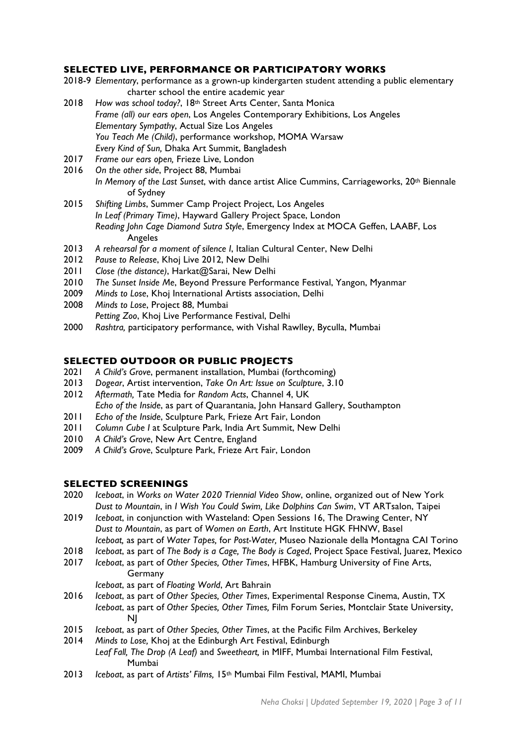## SELECTED LIVE, PERFORMANCE OR PARTICIPATORY WORKS

2018-9 *Elementary*, performance as a grown-up kindergarten student attending a public elementary charter school the entire academic year

2018 *How was school today?*, 18th Street Arts Center, Santa Monica
*Frame (all) our ears open*, Los Angeles Contemporary Exhibitions, Los Angeles
*Elementary Sympathy*, Actual Size Los Angeles
*You Teach Me (Child)*, performance workshop, MOMA Warsaw
*Every Kind of Sun,* Dhaka Art Summit, Bangladesh

2017 *Frame our ears open,* Frieze Live, London

2016 *On the other side*, Project 88, Mumbai
*In Memory of the Last Sunset*, with dance artist Alice Cummins, Carriageworks, 20th Biennale of Sydney

2015 *Shifting Limbs*, Summer Camp Project Project, Los Angeles
*In Leaf (Primary Time)*, Hayward Gallery Project Space, London
*Reading John Cage Diamond Sutra Style*, Emergency Index at MOCA Geffen, LAABF, Los Angeles

2013 *A rehearsal for a moment of silence I*, Italian Cultural Center, New Delhi

2012 *Pause to Release*, Khoj Live 2012, New Delhi

2011 *Close (the distance)*, Harkat@Sarai, New Delhi

2010 *The Sunset Inside Me*, Beyond Pressure Performance Festival, Yangon, Myanmar

2009 *Minds to Lose*, Khoj International Artists association, Delhi

2008 *Minds to Lose*, Project 88, Mumbai
*Petting Zoo*, Khoj Live Performance Festival, Delhi

2000 *Rashtra,* participatory performance, with Vishal Rawlley, Byculla, Mumbai

## SELECTED OUTDOOR OR PUBLIC PROJECTS

2021 *A Child's Grove*, permanent installation, Mumbai (forthcoming)

2013 *Dogear*, Artist intervention, *Take On Art: Issue on Sculpture*, 3.10

2012 *Aftermath,* Tate Media for *Random Acts*, Channel 4, UK
*Echo of the Inside*, as part of Quarantania, John Hansard Gallery, Southampton

2011 *Echo of the Inside*, Sculpture Park, Frieze Art Fair, London

2011 *Column Cube I* at Sculpture Park, India Art Summit, New Delhi

2010 *A Child's Grove*, New Art Centre, England

2009 *A Child's Grove*, Sculpture Park, Frieze Art Fair, London

## SELECTED SCREENINGS

2020 *Iceboat*, in *Works on Water 2020 Triennial Video Show*, online, organized out of New York
*Dust to Mountain*, in *I Wish You Could Swim, Like Dolphins Can Swim*, VT ARTsalon, Taipei

2019 *Iceboat*, in conjunction with Wasteland: Open Sessions 16, The Drawing Center, NY
*Dust to Mountain*, as part of *Women on Earth*, Art Institute HGK FHNW, Basel
*Iceboat,* as part of *Water Tapes,* for *Post-Water,* Museo Nazionale della Montagna CAI Torino

2018 *Iceboat*, as part of *The Body is a Cage, The Body is Caged*, Project Space Festival, Juarez, Mexico

2017 *Iceboat*, as part of *Other Species, Other Times*, HFBK, Hamburg University of Fine Arts, Germany
*Iceboat*, as part of *Floating World*, Art Bahrain

2016 *Iceboat*, as part of *Other Species, Other Times*, Experimental Response Cinema, Austin, TX
*Iceboat*, as part of *Other Species, Other Times,* Film Forum Series, Montclair State University, NJ

2015 *Iceboat*, as part of *Other Species, Other Times*, at the Pacific Film Archives, Berkeley

2014 *Minds to Lose,* Khoj at the Edinburgh Art Festival, Edinburgh
*Leaf Fall, The Drop (A Leaf)* and *Sweetheart,* in MIFF, Mumbai International Film Festival, Mumbai

2013 *Iceboat*, as part of *Artists' Films,* 15th Mumbai Film Festival, MAMI, Mumbai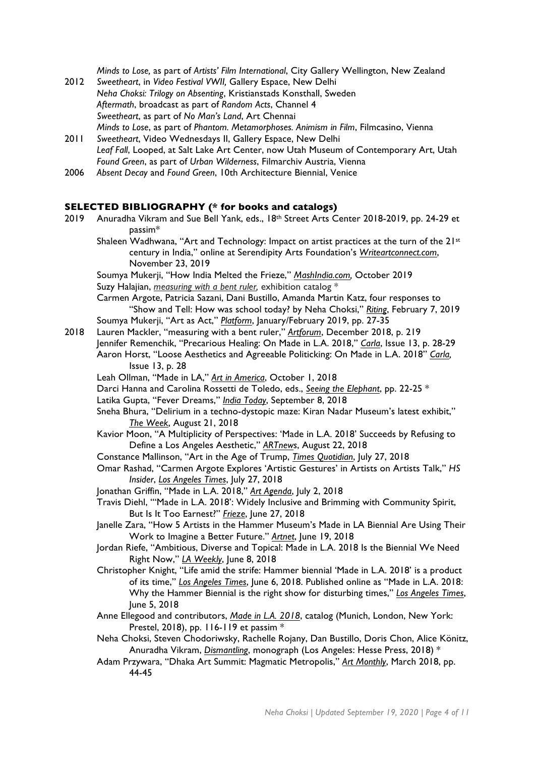*Minds to Lose,* as part of *Artists' Film International*, City Gallery Wellington, New Zealand

2012 *Sweetheart*, in *Video Festival VWII,* Gallery Espace, New Delhi
*Neha Choksi: Trilogy on Absenting*, Kristianstads Konsthall, Sweden
*Aftermath*, broadcast as part of *Random Acts*, Channel 4
*Sweetheart*, as part of *No Man's Land*, Art Chennai
*Minds to Lose*, as part of *Phantom. Metamorphoses. Animism in Film*, Filmcasino, Vienna

2011 *Sweetheart*, Video Wednesdays II, Gallery Espace, New Delhi
*Leaf Fall*, Looped, at Salt Lake Art Center, now Utah Museum of Contemporary Art, Utah
*Found Green*, as part of *Urban Wilderness*, Filmarchiv Austria, Vienna

2006 *Absent Decay* and *Found Green*, 10th Architecture Biennial, Venice

## SELECTED BIBLIOGRAPHY (* for books and catalogs)

2019 Anuradha Vikram and Sue Bell Yank, eds., 18th Street Arts Center 2018-2019, pp. 24-29 et passim*
Shaleen Wadhwana, "Art and Technology: Impact on artist practices at the turn of the 21st century in India," online at Serendipity Arts Foundation's *Writeartconnect.com*, November 23, 2019
Soumya Mukerji, "How India Melted the Frieze," *MashIndia.com,* October 2019
Suzy Halajian, *measuring with a bent ruler,* exhibition catalog *
Carmen Argote, Patricia Sazani, Dani Bustillo, Amanda Martin Katz, four responses to "Show and Tell: How was school today? by Neha Choksi," *Riting*, February 7, 2019
Soumya Mukerji, "Art as Act," *Platform*, January/February 2019, pp. 27-35

2018 Lauren Mackler, "measuring with a bent ruler," *Artforum*, December 2018, p. 219
Jennifer Remenchik, "Precarious Healing: On Made in L.A. 2018," *Carla*, Issue 13, p. 28-29
Aaron Horst, "Loose Aesthetics and Agreeable Politicking: On Made in L.A. 2018" *Carla,* Issue 13, p. 28
Leah Ollman, "Made in LA," *Art in America*, October 1, 2018
Darci Hanna and Carolina Rossetti de Toledo, eds., *Seeing the Elephant*, pp. 22-25 *
Latika Gupta, "Fever Dreams," *India Today*, September 8, 2018
Sneha Bhura, "Delirium in a techno-dystopic maze: Kiran Nadar Museum's latest exhibit," *The Week*, August 21, 2018
Kavior Moon, "A Multiplicity of Perspectives: 'Made in L.A. 2018' Succeeds by Refusing to Define a Los Angeles Aesthetic," *ARTnews*, August 22, 2018
Constance Mallinson, "Art in the Age of Trump, *Times Quotidian*, July 27, 2018
Omar Rashad, "Carmen Argote Explores 'Artistic Gestures' in Artists on Artists Talk," *HS Insider*, *Los Angeles Times*, July 27, 2018
Jonathan Griffin, "Made in L.A. 2018," *Art Agenda*, July 2, 2018
Travis Diehl, "'Made in L.A. 2018': Widely Inclusive and Brimming with Community Spirit, But Is It Too Earnest?" *Frieze*, June 27, 2018
Janelle Zara, "How 5 Artists in the Hammer Museum's Made in LA Biennial Are Using Their Work to Imagine a Better Future." *Artnet*, June 19, 2018
Jordan Riefe, "Ambitious, Diverse and Topical: Made in L.A. 2018 Is the Biennial We Need Right Now," *LA Weekly*, June 8, 2018
Christopher Knight, "Life amid the strife: Hammer biennial 'Made in L.A. 2018' is a product of its time," *Los Angeles Times*, June 6, 2018. Published online as "Made in L.A. 2018: Why the Hammer Biennial is the right show for disturbing times," *Los Angeles Times*, June 5, 2018
Anne Ellegood and contributors, *Made in L.A. 2018*, catalog (Munich, London, New York: Prestel, 2018), pp. 116-119 et passim *
Neha Choksi, Steven Chodoriwsky, Rachelle Rojany, Dan Bustillo, Doris Chon, Alice Könitz, Anuradha Vikram, *Dismantling*, monograph (Los Angeles: Hesse Press, 2018) *
Adam Przywara, "Dhaka Art Summit: Magmatic Metropolis," *Art Monthly*, March 2018, pp. 44-45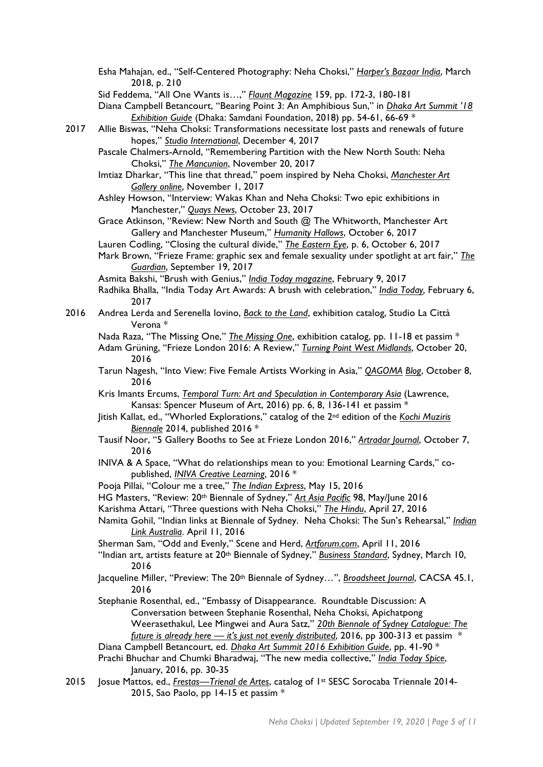Esha Mahajan, ed., "Self-Centered Photography: Neha Choksi," *Harper's Bazaar India*, March 2018, p. 210

Sid Feddema, "All One Wants is…," *Flaunt Magazine* 159, pp. 172-3, 180-181

Diana Campbell Betancourt, "Bearing Point 3: An Amphibious Sun," in *Dhaka Art Summit '18 Exhibition Guide* (Dhaka: Samdani Foundation, 2018) pp. 54-61, 66-69 *

**2017**

Allie Biswas, "Neha Choksi: Transformations necessitate lost pasts and renewals of future hopes," *Studio International*, December 4, 2017

Pascale Chalmers-Arnold, "Remembering Partition with the New North South: Neha Choksi," *The Mancunion*, November 20, 2017

Imtiaz Dharkar, "This line that thread," poem inspired by Neha Choksi, *Manchester Art Gallery online*, November 1, 2017

Ashley Howson, "Interview: Wakas Khan and Neha Choksi: Two epic exhibitions in Manchester," *Quays News*, October 23, 2017

Grace Atkinson, "Review: New North and South @ The Whitworth, Manchester Art Gallery and Manchester Museum," *Humanity Hallows*, October 6, 2017

Lauren Codling, "Closing the cultural divide," *The Eastern Eye*, p. 6, October 6, 2017

Mark Brown, "Frieze Frame: graphic sex and female sexuality under spotlight at art fair," *The Guardian*, September 19, 2017

Asmita Bakshi, "Brush with Genius," *India Today magazine*, February 9, 2017

Radhika Bhalla, "India Today Art Awards: A brush with celebration," *India Today,* February 6, 2017

**2016**

Andrea Lerda and Serenella Iovino, *Back to the Land*, exhibition catalog, Studio La Città Verona *

Nada Raza, "The Missing One," *The Missing One*, exhibition catalog, pp. 11-18 et passim *

Adam Grüning, "Frieze London 2016: A Review," *Turning Point West Midlands*, October 20, 2016

Tarun Nagesh, "Into View: Five Female Artists Working in Asia," *QAGOMA Blog*, October 8, 2016

Kris Imants Ercums, *Temporal Turn: Art and Speculation in Contemporary Asia* (Lawrence, Kansas: Spencer Museum of Art, 2016) pp. 6, 8, 136-141 et passim *

Jitish Kallat, ed., "Whorled Explorations," catalog of the 2nd edition of the *Kochi Muziris Biennale* 2014, published 2016 *

Tausif Noor, "5 Gallery Booths to See at Frieze London 2016," *Artradar Journal*, October 7, 2016

INIVA & A Space, "What do relationships mean to you: Emotional Learning Cards," co-published, *INIVA Creative Learning*, 2016 *

Pooja Pillai, "Colour me a tree," *The Indian Express*, May 15, 2016

HG Masters, "Review: 20th Biennale of Sydney," *Art Asia Pacific* 98, May/June 2016

Karishma Attari, "Three questions with Neha Choksi," *The Hindu*, April 27, 2016

Namita Gohil, "Indian links at Biennale of Sydney. Neha Choksi: The Sun's Rehearsal," *Indian Link Australia*. April 11, 2016

Sherman Sam, "Odd and Evenly," Scene and Herd, *Artforum.com*, April 11, 2016

"Indian art, artists feature at 20th Biennale of Sydney," *Business Standard*, Sydney, March 10, 2016

Jacqueline Miller, "Preview: The 20th Biennale of Sydney…", *Broadsheet Journal*, CACSA 45.1, 2016

Stephanie Rosenthal, ed., "Embassy of Disappearance. Roundtable Discussion: A Conversation between Stephanie Rosenthal, Neha Choksi, Apichatpong Weerasethakul, Lee Mingwei and Aura Satz," *20th Biennale of Sydney Catalogue: The future is already here — it's just not evenly distributed*, 2016, pp 300-313 et passim *

Diana Campbell Betancourt, ed. *Dhaka Art Summit 2016 Exhibition Guide*, pp. 41-90 *

Prachi Bhuchar and Chumki Bharadwaj, "The new media collective," *India Today Spice*, January, 2016, pp. 30-35

**2015**

Josue Mattos, ed., *Frestas—Trienal de Artes*, catalog of 1st SESC Sorocaba Triennale 2014-2015, Sao Paolo, pp 14-15 et passim *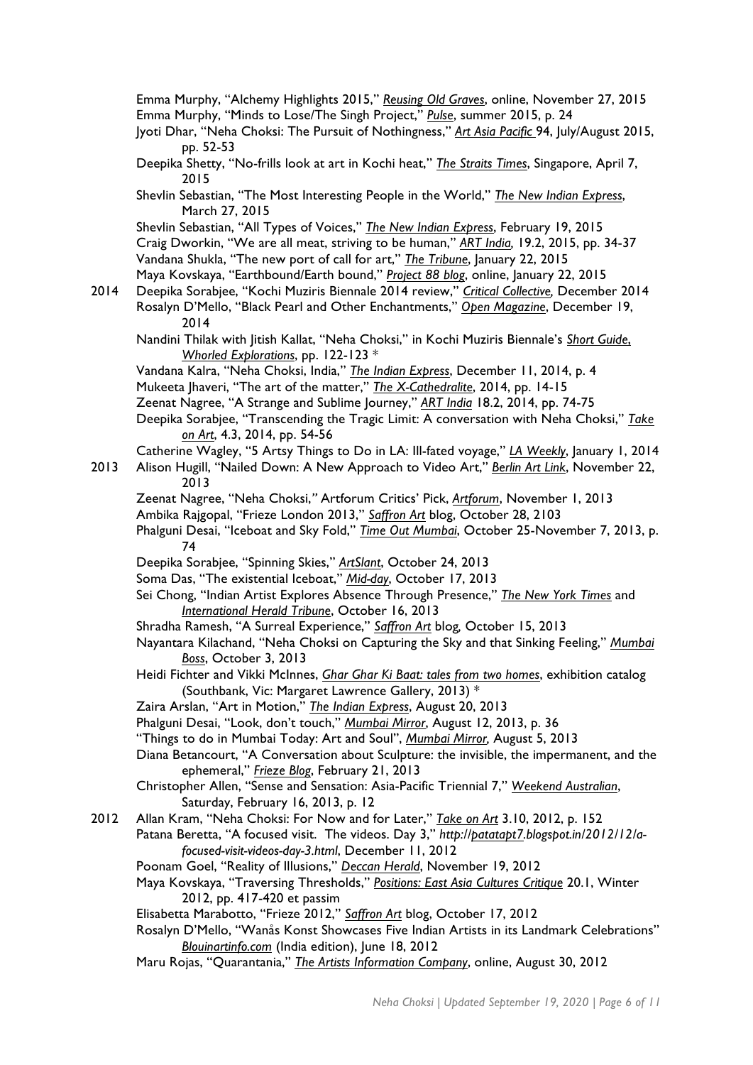Emma Murphy, "Alchemy Highlights 2015," *Reusing Old Graves*, online, November 27, 2015
Emma Murphy, "Minds to Lose/The Singh Project," *Pulse*, summer 2015, p. 24
Jyoti Dhar, "Neha Choksi: The Pursuit of Nothingness," *Art Asia Pacific* 94, July/August 2015, pp. 52-53
Deepika Shetty, "No-frills look at art in Kochi heat," *The Straits Times*, Singapore, April 7, 2015
Shevlin Sebastian, "The Most Interesting People in the World," *The New Indian Express*, March 27, 2015
Shevlin Sebastian, "All Types of Voices," *The New Indian Express*, February 19, 2015
Craig Dworkin, "We are all meat, striving to be human," *ART India,* 19.2, 2015, pp. 34-37
Vandana Shukla, "The new port of call for art," *The Tribune*, January 22, 2015
Maya Kovskaya, "Earthbound/Earth bound," *Project 88 blog*, online, January 22, 2015

**2014**
Deepika Sorabjee, "Kochi Muziris Biennale 2014 review," *Critical Collective,* December 2014
Rosalyn D'Mello, "Black Pearl and Other Enchantments," *Open Magazine*, December 19, 2014
Nandini Thilak with Jitish Kallat, "Neha Choksi," in Kochi Muziris Biennale's *Short Guide, Whorled Explorations*, pp. 122-123 *
Vandana Kalra, "Neha Choksi, India," *The Indian Express*, December 11, 2014, p. 4
Mukeeta Jhaveri, "The art of the matter," *The X-Cathedralite*, 2014, pp. 14-15
Zeenat Nagree, "A Strange and Sublime Journey," *ART India* 18.2, 2014, pp. 74-75
Deepika Sorabjee, "Transcending the Tragic Limit: A conversation with Neha Choksi," *Take on Art*, 4.3, 2014, pp. 54-56
Catherine Wagley, "5 Artsy Things to Do in LA: Ill-fated voyage," *LA Weekly*, January 1, 2014

**2013**
Alison Hugill, "Nailed Down: A New Approach to Video Art," *Berlin Art Link*, November 22, 2013
Zeenat Nagree, "Neha Choksi," Artforum Critics' Pick, *Artforum*, November 1, 2013
Ambika Rajgopal, "Frieze London 2013," *Saffron Art* blog, October 28, 2103
Phalguni Desai, "Iceboat and Sky Fold," *Time Out Mumbai*, October 25-November 7, 2013, p. 74
Deepika Sorabjee, "Spinning Skies," *ArtSlant*, October 24, 2013
Soma Das, "The existential Iceboat," *Mid-day*, October 17, 2013
Sei Chong, "Indian Artist Explores Absence Through Presence," *The New York Times* and *International Herald Tribune*, October 16, 2013
Shradha Ramesh, "A Surreal Experience," *Saffron Art* blog*,* October 15, 2013
Nayantara Kilachand, "Neha Choksi on Capturing the Sky and that Sinking Feeling," *Mumbai Boss*, October 3, 2013
Heidi Fichter and Vikki McInnes, *Ghar Ghar Ki Baat: tales from two homes*, exhibition catalog (Southbank, Vic: Margaret Lawrence Gallery, 2013) *
Zaira Arslan, "Art in Motion," *The Indian Express*, August 20, 2013
Phalguni Desai, "Look, don't touch," *Mumbai Mirror*, August 12, 2013, p. 36
"Things to do in Mumbai Today: Art and Soul", *Mumbai Mirror,* August 5, 2013
Diana Betancourt, "A Conversation about Sculpture: the invisible, the impermanent, and the ephemeral," *Frieze Blog*, February 21, 2013
Christopher Allen, "Sense and Sensation: Asia-Pacific Triennial 7," *Weekend Australian*, Saturday, February 16, 2013, p. 12

**2012**
Allan Kram, "Neha Choksi: For Now and for Later," *Take on Art* 3.10, 2012, p. 152
Patana Beretta, "A focused visit. The videos. Day 3," *http://patatapt7.blogspot.in/2012/12/a-focused-visit-videos-day-3.html*, December 11, 2012
Poonam Goel, "Reality of Illusions," *Deccan Herald*, November 19, 2012
Maya Kovskaya, "Traversing Thresholds," *Positions: East Asia Cultures Critique* 20.1, Winter 2012, pp. 417-420 et passim
Elisabetta Marabotto, "Frieze 2012," *Saffron Art* blog, October 17, 2012
Rosalyn D'Mello, "Wanås Konst Showcases Five Indian Artists in its Landmark Celebrations" *Blouinartinfo.com* (India edition), June 18, 2012
Maru Rojas, "Quarantania," *The Artists Information Company*, online, August 30, 2012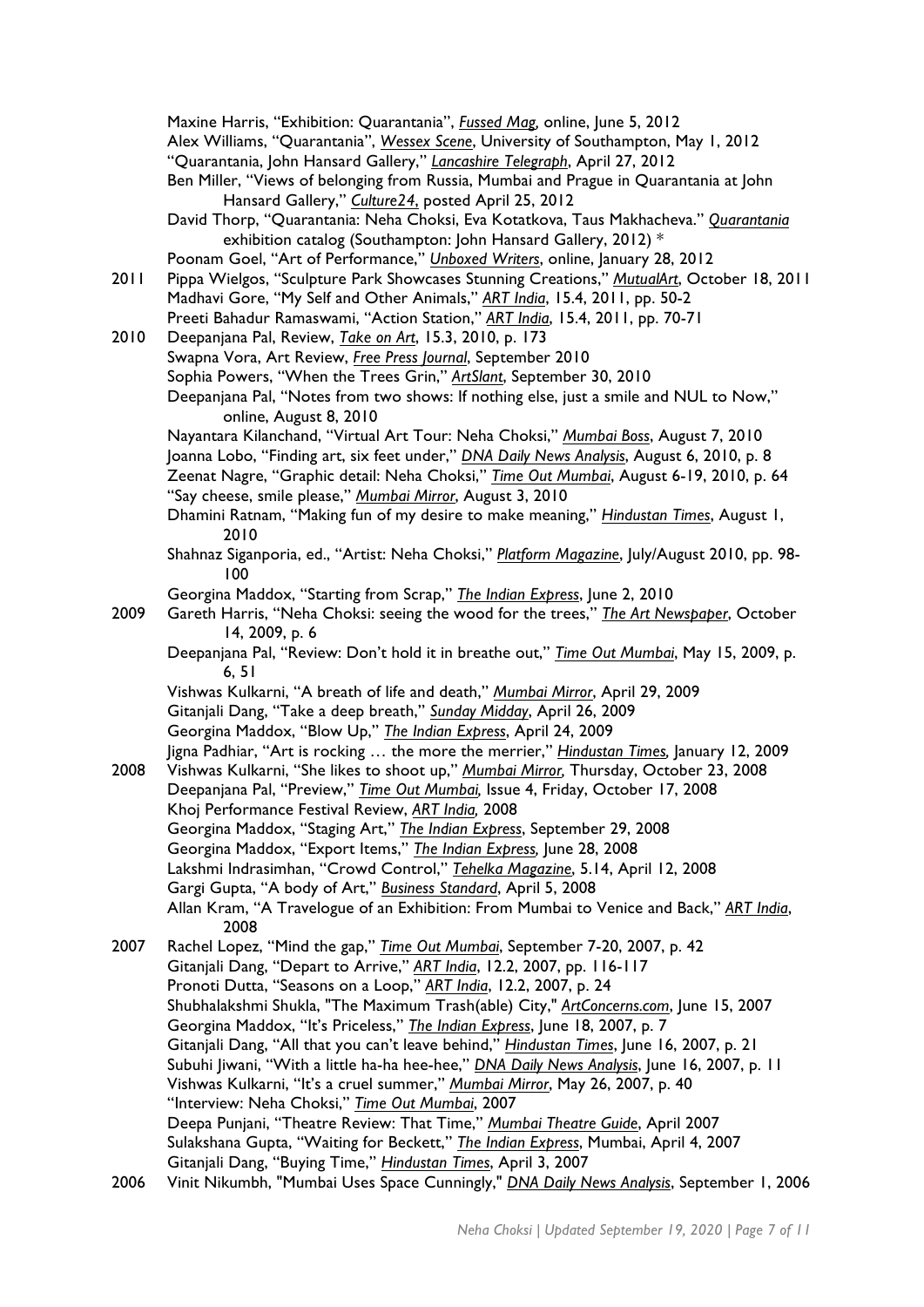Maxine Harris, "Exhibition: Quarantania", *Fussed Mag,* online, June 5, 2012
Alex Williams, "Quarantania", *Wessex Scene*, University of Southampton, May 1, 2012
"Quarantania, John Hansard Gallery," *Lancashire Telegraph*, April 27, 2012
Ben Miller, "Views of belonging from Russia, Mumbai and Prague in Quarantania at John Hansard Gallery," *Culture24*, posted April 25, 2012
David Thorp, "Quarantania: Neha Choksi, Eva Kotatkova, Taus Makhacheva." *Quarantania* exhibition catalog (Southampton: John Hansard Gallery, 2012) *
Poonam Goel, "Art of Performance," *Unboxed Writers*, online, January 28, 2012

**2011**
Pippa Wielgos, "Sculpture Park Showcases Stunning Creations," *MutualArt*, October 18, 2011
Madhavi Gore, "My Self and Other Animals," *ART India*, 15.4, 2011, pp. 50-2
Preeti Bahadur Ramaswami, "Action Station," *ART India*, 15.4, 2011, pp. 70-71

**2010**
Deepanjana Pal, Review, *Take on Art*, 15.3, 2010, p. 173
Swapna Vora, Art Review, *Free Press Journal*, September 2010
Sophia Powers, "When the Trees Grin," *ArtSlant*, September 30, 2010
Deepanjana Pal, "Notes from two shows: If nothing else, just a smile and NUL to Now," online, August 8, 2010
Nayantara Kilanchand, "Virtual Art Tour: Neha Choksi," *Mumbai Boss*, August 7, 2010
Joanna Lobo, "Finding art, six feet under," *DNA Daily News Analysis*, August 6, 2010, p. 8
Zeenat Nagre, "Graphic detail: Neha Choksi," *Time Out Mumbai*, August 6-19, 2010, p. 64
"Say cheese, smile please," *Mumbai Mirror*, August 3, 2010
Dhamini Ratnam, "Making fun of my desire to make meaning," *Hindustan Times*, August 1, 2010
Shahnaz Siganporia, ed., "Artist: Neha Choksi," *Platform Magazine*, July/August 2010, pp. 98-100
Georgina Maddox, "Starting from Scrap," *The Indian Express*, June 2, 2010

**2009**
Gareth Harris, "Neha Choksi: seeing the wood for the trees," *The Art Newspaper*, October 14, 2009, p. 6
Deepanjana Pal, "Review: Don't hold it in breathe out," *Time Out Mumbai*, May 15, 2009, p. 6, 51
Vishwas Kulkarni, "A breath of life and death," *Mumbai Mirror*, April 29, 2009
Gitanjali Dang, "Take a deep breath," *Sunday Midday*, April 26, 2009
Georgina Maddox, "Blow Up," *The Indian Express*, April 24, 2009
Jigna Padhiar, "Art is rocking … the more the merrier," *Hindustan Times,* January 12, 2009

**2008**
Vishwas Kulkarni, "She likes to shoot up," *Mumbai Mirror,* Thursday, October 23, 2008
Deepanjana Pal, "Preview," *Time Out Mumbai,* Issue 4, Friday, October 17, 2008
Khoj Performance Festival Review, *ART India,* 2008
Georgina Maddox, "Staging Art," *The Indian Express*, September 29, 2008
Georgina Maddox, "Export Items," *The Indian Express,* June 28, 2008
Lakshmi Indrasimhan, "Crowd Control," *Tehelka Magazine*, 5.14, April 12, 2008
Gargi Gupta, "A body of Art," *Business Standard*, April 5, 2008
Allan Kram, "A Travelogue of an Exhibition: From Mumbai to Venice and Back," *ART India*, 2008

**2007**
Rachel Lopez, "Mind the gap," *Time Out Mumbai*, September 7-20, 2007, p. 42
Gitanjali Dang, "Depart to Arrive," *ART India*, 12.2, 2007, pp. 116-117
Pronoti Dutta, "Seasons on a Loop," *ART India*, 12.2, 2007, p. 24
Shubhalakshmi Shukla, "The Maximum Trash(able) City," *ArtConcerns.com*, June 15, 2007
Georgina Maddox, "It's Priceless," *The Indian Express*, June 18, 2007, p. 7
Gitanjali Dang, "All that you can't leave behind," *Hindustan Times*, June 16, 2007, p. 21
Subuhi Jiwani, "With a little ha-ha hee-hee," *DNA Daily News Analysis*, June 16, 2007, p. 11
Vishwas Kulkarni, "It's a cruel summer," *Mumbai Mirror*, May 26, 2007, p. 40
"Interview: Neha Choksi," *Time Out Mumbai*, 2007
Deepa Punjani, "Theatre Review: That Time," *Mumbai Theatre Guide*, April 2007
Sulakshana Gupta, "Waiting for Beckett," *The Indian Express*, Mumbai, April 4, 2007
Gitanjali Dang, "Buying Time," *Hindustan Times*, April 3, 2007

**2006**
Vinit Nikumbh, "Mumbai Uses Space Cunningly," *DNA Daily News Analysis*, September 1, 2006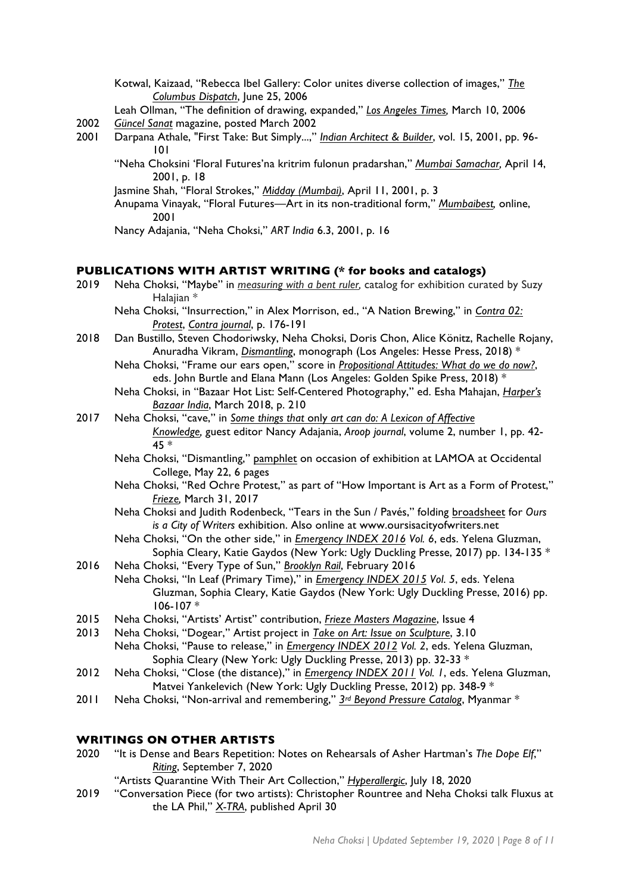Kotwal, Kaizaad, "Rebecca Ibel Gallery: Color unites diverse collection of images," *The Columbus Dispatch*, June 25, 2006

Leah Ollman, "The definition of drawing, expanded," *Los Angeles Times,* March 10, 2006

2002 *Güncel Sanat* magazine, posted March 2002

2001 Darpana Athale, "First Take: But Simply...," *Indian Architect & Builder*, vol. 15, 2001, pp. 96-101

"Neha Choksini 'Floral Futures'na kritrim fulonun pradarshan," *Mumbai Samachar,* April 14, 2001, p. 18

Jasmine Shah, "Floral Strokes," *Midday (Mumbai)*, April 11, 2001, p. 3

Anupama Vinayak, "Floral Futures—Art in its non-traditional form," *Mumbaibest,* online, 2001

Nancy Adajania, "Neha Choksi," *ART India* 6.3, 2001, p. 16

## PUBLICATIONS WITH ARTIST WRITING (* for books and catalogs)

2019 Neha Choksi, "Maybe" in *measuring with a bent ruler,* catalog for exhibition curated by Suzy Halajian *

Neha Choksi, "Insurrection," in Alex Morrison, ed., "A Nation Brewing," in *Contra 02: Protest*, *Contra journal*, p. 176-191

2018 Dan Bustillo, Steven Chodoriwsky, Neha Choksi, Doris Chon, Alice Könitz, Rachelle Rojany, Anuradha Vikram, *Dismantling*, monograph (Los Angeles: Hesse Press, 2018) *

Neha Choksi, "Frame our ears open," score in *Propositional Attitudes: What do we do now?*, eds. John Burtle and Elana Mann (Los Angeles: Golden Spike Press, 2018) *

Neha Choksi, in "Bazaar Hot List: Self-Centered Photography," ed. Esha Mahajan, *Harper's Bazaar India*, March 2018, p. 210

2017 Neha Choksi, "cave," in *Some things that only art can do: A Lexicon of Affective Knowledge,* guest editor Nancy Adajania, *Aroop journal*, volume 2, number 1, pp. 42-45 *

Neha Choksi, "Dismantling," pamphlet on occasion of exhibition at LAMOA at Occidental College, May 22, 6 pages

Neha Choksi, "Red Ochre Protest," as part of "How Important is Art as a Form of Protest," *Frieze,* March 31, 2017

Neha Choksi and Judith Rodenbeck, "Tears in the Sun / Pavés," folding broadsheet for *Ours is a City of Writers* exhibition. Also online at www.oursisacityofwriters.net

Neha Choksi, "On the other side," in *Emergency INDEX 2016 Vol. 6*, eds. Yelena Gluzman, Sophia Cleary, Katie Gaydos (New York: Ugly Duckling Presse, 2017) pp. 134-135 *

2016 Neha Choksi, "Every Type of Sun," *Brooklyn Rail*, February 2016

Neha Choksi, "In Leaf (Primary Time)," in *Emergency INDEX 2015 Vol. 5*, eds. Yelena Gluzman, Sophia Cleary, Katie Gaydos (New York: Ugly Duckling Presse, 2016) pp. 106-107 *

2015 Neha Choksi, "Artists' Artist" contribution, *Frieze Masters Magazine*, Issue 4

2013 Neha Choksi, "Dogear," Artist project in *Take on Art: Issue on Sculpture*, 3.10

Neha Choksi, "Pause to release," in *Emergency INDEX 2012 Vol. 2*, eds. Yelena Gluzman, Sophia Cleary (New York: Ugly Duckling Presse, 2013) pp. 32-33 *

2012 Neha Choksi, "Close (the distance)," in *Emergency INDEX 2011 Vol. 1*, eds. Yelena Gluzman, Matvei Yankelevich (New York: Ugly Duckling Presse, 2012) pp. 348-9 *

2011 Neha Choksi, "Non-arrival and remembering," *3rd Beyond Pressure Catalog*, Myanmar *

## WRITINGS ON OTHER ARTISTS

2020 "It is Dense and Bears Repetition: Notes on Rehearsals of Asher Hartman's *The Dope Elf*," *Riting*, September 7, 2020

"Artists Quarantine With Their Art Collection," *Hyperallergic*, July 18, 2020

2019 "Conversation Piece (for two artists): Christopher Rountree and Neha Choksi talk Fluxus at the LA Phil," *X-TRA*, published April 30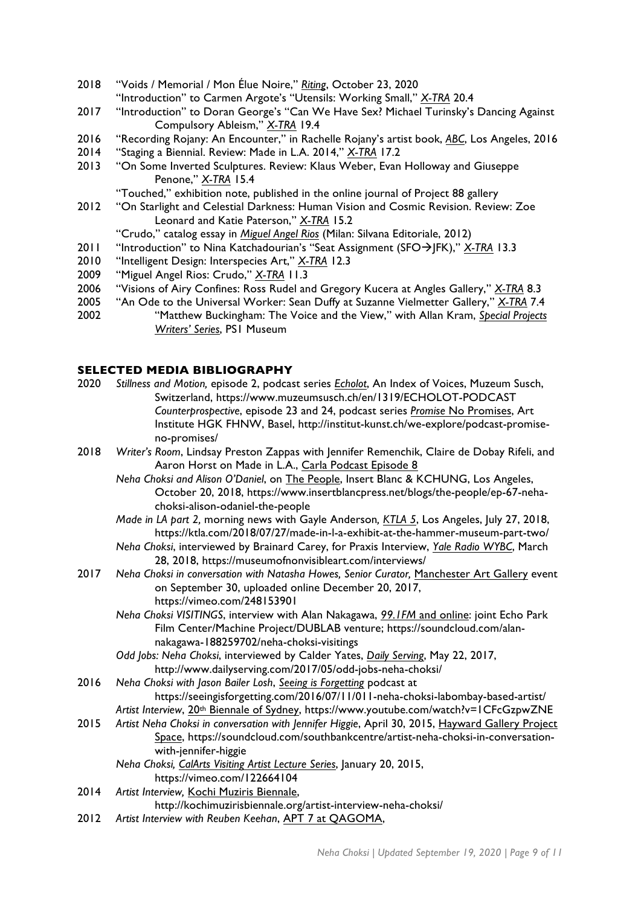2018 "Voids / Memorial / Mon Élue Noire," *Riting*, October 23, 2020
"Introduction" to Carmen Argote's "Utensils: Working Small," *X-TRA* 20.4

2017 "Introduction" to Doran George's "Can We Have Sex? Michael Turinsky's Dancing Against Compulsory Ableism," *X-TRA* 19.4

2016 "Recording Rojany: An Encounter," in Rachelle Rojany's artist book, *ABC*, Los Angeles, 2016

2014 "Staging a Biennial. Review: Made in L.A. 2014," *X-TRA* 17.2

2013 "On Some Inverted Sculptures. Review: Klaus Weber, Evan Holloway and Giuseppe Penone," *X-TRA* 15.4
"Touched," exhibition note, published in the online journal of Project 88 gallery

2012 "On Starlight and Celestial Darkness: Human Vision and Cosmic Revision. Review: Zoe Leonard and Katie Paterson," *X-TRA* 15.2
"Crudo," catalog essay in *Miguel Angel Rios* (Milan: Silvana Editoriale, 2012)

2011 "Introduction" to Nina Katchadourian's "Seat Assignment (SFO→JFK)," *X-TRA* 13.3

2010 "Intelligent Design: Interspecies Art," *X-TRA* 12.3

2009 "Miguel Angel Rios: Crudo," *X-TRA* 11.3

2006 "Visions of Airy Confines: Ross Rudel and Gregory Kucera at Angles Gallery," *X-TRA* 8.3

2005 "An Ode to the Universal Worker: Sean Duffy at Suzanne Vielmetter Gallery," *X-TRA* 7.4

2002 "Matthew Buckingham: The Voice and the View," with Allan Kram, *Special Projects Writers' Series*, PS1 Museum

## SELECTED MEDIA BIBLIOGRAPHY

2020 *Stillness and Motion,* episode 2, podcast series *Echolot*, An Index of Voices, Muzeum Susch, Switzerland, https://www.muzeumsusch.ch/en/1319/ECHOLOT-PODCAST
*Counterprospective*, episode 23 and 24, podcast series *Promise* No Promises, Art Institute HGK FHNW, Basel, http://institut-kunst.ch/we-explore/podcast-promise-no-promises/

2018 *Writer's Room*, Lindsay Preston Zappas with Jennifer Remenchik, Claire de Dobay Rifeli, and Aaron Horst on Made in L.A., Carla Podcast Episode 8
*Neha Choksi and Alison O'Daniel*, on The People, Insert Blanc & KCHUNG, Los Angeles, October 20, 2018, https://www.insertblancpress.net/blogs/the-people/ep-67-neha-choksi-alison-odaniel-the-people
*Made in LA part 2,* morning news with Gayle Anderson*, KTLA 5*, Los Angeles, July 27, 2018, https://ktla.com/2018/07/27/made-in-l-a-exhibit-at-the-hammer-museum-part-two/
*Neha Choksi*, interviewed by Brainard Carey, for Praxis Interview, *Yale Radio WYBC*, March 28, 2018, https://museumofnonvisibleart.com/interviews/

2017 *Neha Choksi in conversation with Natasha Howes, Senior Curator,* Manchester Art Gallery event on September 30, uploaded online December 20, 2017, https://vimeo.com/248153901
*Neha Choksi VISITINGS*, interview with Alan Nakagawa, *99.1FM* and online: joint Echo Park Film Center/Machine Project/DUBLAB venture; https://soundcloud.com/alan-nakagawa-188259702/neha-choksi-visitings
*Odd Jobs: Neha Choksi*, interviewed by Calder Yates, *Daily Serving*, May 22, 2017, http://www.dailyserving.com/2017/05/odd-jobs-neha-choksi/

2016 *Neha Choksi with Jason Bailer Losh*, *Seeing is Forgetting* podcast at https://seeingisforgetting.com/2016/07/11/011-neha-choksi-labombay-based-artist/
*Artist Interview*, 20th Biennale of Sydney, https://www.youtube.com/watch?v=1CFcGzpwZNE

2015 *Artist Neha Choksi in conversation with Jennifer Higgie*, April 30, 2015, Hayward Gallery Project Space, https://soundcloud.com/southbankcentre/artist-neha-choksi-in-conversation-with-jennifer-higgie
*Neha Choksi, CalArts Visiting Artist Lecture Series*, January 20, 2015, https://vimeo.com/122664104

2014 *Artist Interview,* Kochi Muziris Biennale, http://kochimuzirisbiennale.org/artist-interview-neha-choksi/

2012 *Artist Interview with Reuben Keehan*, APT 7 at QAGOMA,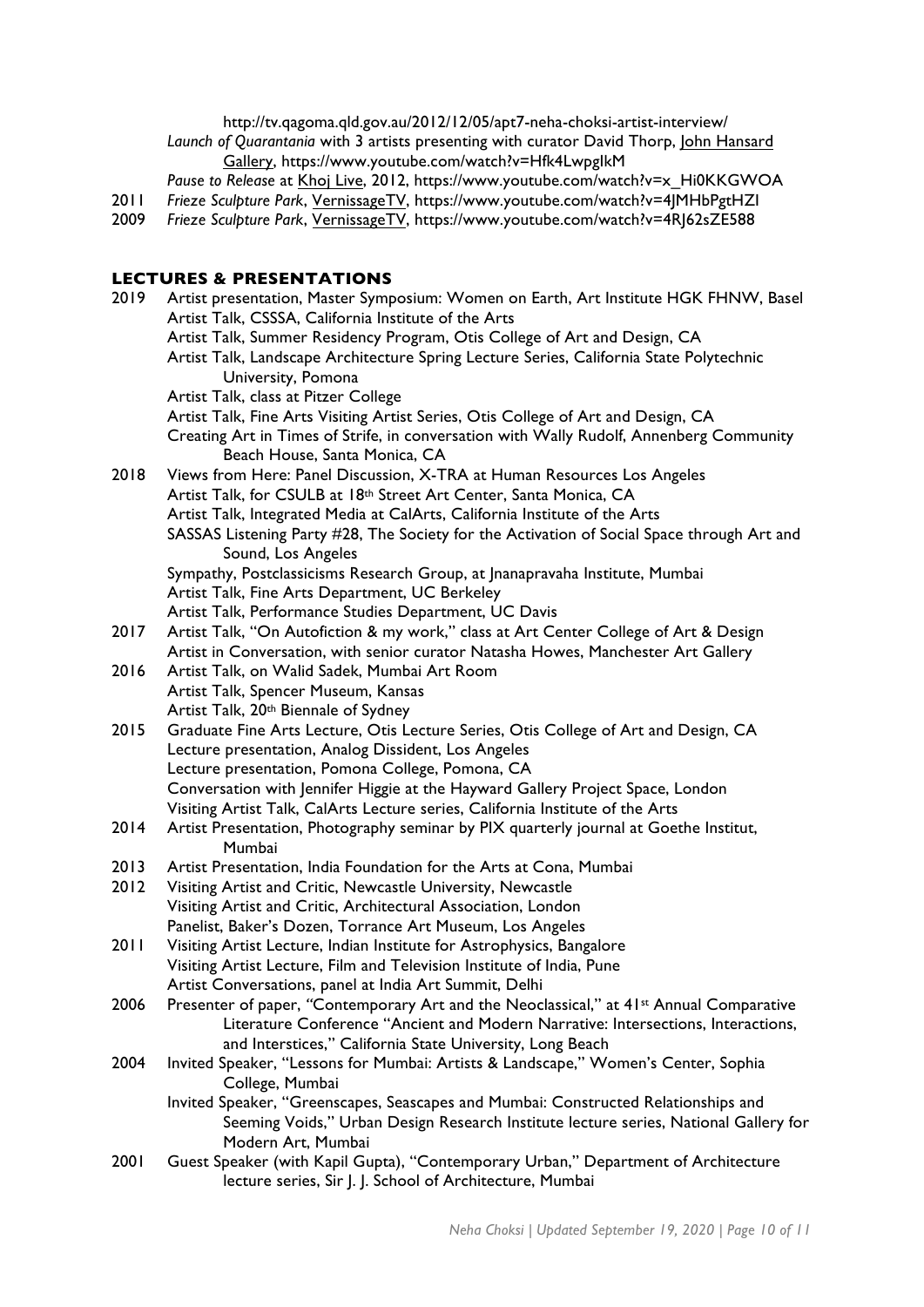http://tv.qagoma.qld.gov.au/2012/12/05/apt7-neha-choksi-artist-interview/

*Launch of Quarantania* with 3 artists presenting with curator David Thorp, John Hansard Gallery, https://www.youtube.com/watch?v=Hfk4LwpgIkM

*Pause to Release* at Khoj Live, 2012, https://www.youtube.com/watch?v=x_Hi0KKGWOA

2011 *Frieze Sculpture Park*, VernissageTV, https://www.youtube.com/watch?v=4JMHbPgtHZI

2009 *Frieze Sculpture Park*, VernissageTV, https://www.youtube.com/watch?v=4RJ62sZE588

## LECTURES & PRESENTATIONS

2019 Artist presentation, Master Symposium: Women on Earth, Art Institute HGK FHNW, Basel
Artist Talk, CSSSA, California Institute of the Arts
Artist Talk, Summer Residency Program, Otis College of Art and Design, CA
Artist Talk, Landscape Architecture Spring Lecture Series, California State Polytechnic University, Pomona
Artist Talk, class at Pitzer College
Artist Talk, Fine Arts Visiting Artist Series, Otis College of Art and Design, CA
Creating Art in Times of Strife, in conversation with Wally Rudolf, Annenberg Community Beach House, Santa Monica, CA

2018 Views from Here: Panel Discussion, X-TRA at Human Resources Los Angeles
Artist Talk, for CSULB at 18th Street Art Center, Santa Monica, CA
Artist Talk, Integrated Media at CalArts, California Institute of the Arts
SASSAS Listening Party #28, The Society for the Activation of Social Space through Art and Sound, Los Angeles
Sympathy, Postclassicisms Research Group, at Jnanapravaha Institute, Mumbai
Artist Talk, Fine Arts Department, UC Berkeley
Artist Talk, Performance Studies Department, UC Davis

2017 Artist Talk, "On Autofiction & my work," class at Art Center College of Art & Design
Artist in Conversation, with senior curator Natasha Howes, Manchester Art Gallery

2016 Artist Talk, on Walid Sadek, Mumbai Art Room
Artist Talk, Spencer Museum, Kansas
Artist Talk, 20th Biennale of Sydney

2015 Graduate Fine Arts Lecture, Otis Lecture Series, Otis College of Art and Design, CA
Lecture presentation, Analog Dissident, Los Angeles
Lecture presentation, Pomona College, Pomona, CA
Conversation with Jennifer Higgie at the Hayward Gallery Project Space, London
Visiting Artist Talk, CalArts Lecture series, California Institute of the Arts

2014 Artist Presentation, Photography seminar by PIX quarterly journal at Goethe Institut, Mumbai

2013 Artist Presentation, India Foundation for the Arts at Cona, Mumbai

2012 Visiting Artist and Critic, Newcastle University, Newcastle
Visiting Artist and Critic, Architectural Association, London
Panelist, Baker's Dozen, Torrance Art Museum, Los Angeles

2011 Visiting Artist Lecture, Indian Institute for Astrophysics, Bangalore
Visiting Artist Lecture, Film and Television Institute of India, Pune
Artist Conversations, panel at India Art Summit, Delhi

2006 Presenter of paper, "Contemporary Art and the Neoclassical," at 41st Annual Comparative Literature Conference "Ancient and Modern Narrative: Intersections, Interactions, and Interstices," California State University, Long Beach

2004 Invited Speaker, "Lessons for Mumbai: Artists & Landscape," Women's Center, Sophia College, Mumbai
Invited Speaker, "Greenscapes, Seascapes and Mumbai: Constructed Relationships and Seeming Voids," Urban Design Research Institute lecture series, National Gallery for Modern Art, Mumbai

2001 Guest Speaker (with Kapil Gupta), "Contemporary Urban," Department of Architecture lecture series, Sir J. J. School of Architecture, Mumbai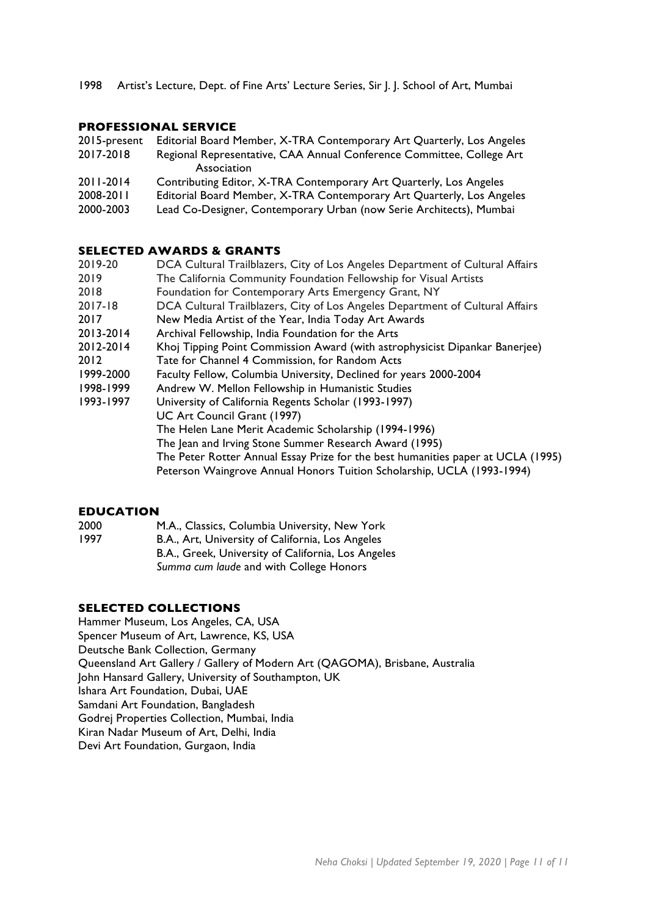1998 Artist's Lecture, Dept. of Fine Arts' Lecture Series, Sir J. J. School of Art, Mumbai

## PROFESSIONAL SERVICE

| | |
|---|---|
| 2015-present | Editorial Board Member, X-TRA Contemporary Art Quarterly, Los Angeles |
| 2017-2018 | Regional Representative, CAA Annual Conference Committee, College Art Association |
| 2011-2014 | Contributing Editor, X-TRA Contemporary Art Quarterly, Los Angeles |
| 2008-2011 | Editorial Board Member, X-TRA Contemporary Art Quarterly, Los Angeles |
| 2000-2003 | Lead Co-Designer, Contemporary Urban (now Serie Architects), Mumbai |

## SELECTED AWARDS & GRANTS

| | |
|---|---|
| 2019-20 | DCA Cultural Trailblazers, City of Los Angeles Department of Cultural Affairs |
| 2019 | The California Community Foundation Fellowship for Visual Artists |
| 2018 | Foundation for Contemporary Arts Emergency Grant, NY |
| 2017-18 | DCA Cultural Trailblazers, City of Los Angeles Department of Cultural Affairs |
| 2017 | New Media Artist of the Year, India Today Art Awards |
| 2013-2014 | Archival Fellowship, India Foundation for the Arts |
| 2012-2014 | Khoj Tipping Point Commission Award (with astrophysicist Dipankar Banerjee) |
| 2012 | Tate for Channel 4 Commission, for Random Acts |
| 1999-2000 | Faculty Fellow, Columbia University, Declined for years 2000-2004 |
| 1998-1999 | Andrew W. Mellon Fellowship in Humanistic Studies |
| 1993-1997 | University of California Regents Scholar (1993-1997) |
| | UC Art Council Grant (1997) |
| | The Helen Lane Merit Academic Scholarship (1994-1996) |
| | The Jean and Irving Stone Summer Research Award (1995) |
| | The Peter Rotter Annual Essay Prize for the best humanities paper at UCLA (1995) |
| | Peterson Waingrove Annual Honors Tuition Scholarship, UCLA (1993-1994) |

## EDUCATION

| | |
|---|---|
| 2000 | M.A., Classics, Columbia University, New York |
| 1997 | B.A., Art, University of California, Los Angeles |
| | B.A., Greek, University of California, Los Angeles |
| | *Summa cum laude* and with College Honors |

## SELECTED COLLECTIONS

Hammer Museum, Los Angeles, CA, USA
Spencer Museum of Art, Lawrence, KS, USA
Deutsche Bank Collection, Germany
Queensland Art Gallery / Gallery of Modern Art (QAGOMA), Brisbane, Australia
John Hansard Gallery, University of Southampton, UK
Ishara Art Foundation, Dubai, UAE
Samdani Art Foundation, Bangladesh
Godrej Properties Collection, Mumbai, India
Kiran Nadar Museum of Art, Delhi, India
Devi Art Foundation, Gurgaon, India